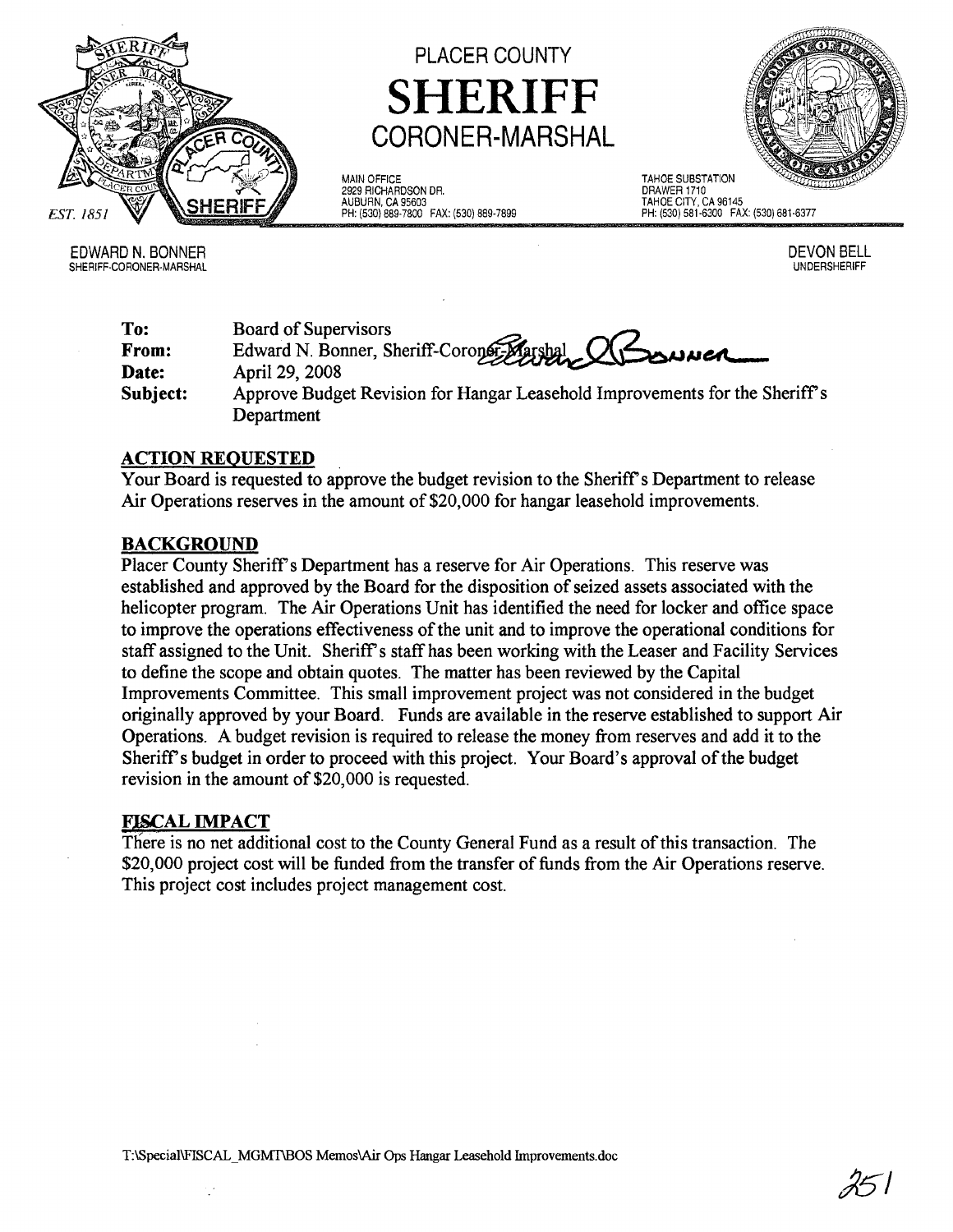PLACER COUNTY

# SHERIFF

## CORONER-MARSHAL

EST. 1851

MAIN OFFICE
2929 RICHARDSON DR.
AUBURN, CA 95603
PH: (530) 889-7800 FAX: (530) 889-7899

TAHOE SUBSTATION
DRAWER 1710
TAHOE CITY, CA 96145
PH: (530) 581-6300 FAX: (530) 581-6377

EDWARD N. BONNER
SHERIFF-CORONER-MARSHAL

DEVON BELL
UNDERSHERIFF

**To:** Board of Supervisors
**From:** Edward N. Bonner, Sheriff-Coroner-Marshal
**Date:** April 29, 2008
**Subject:** Approve Budget Revision for Hangar Leasehold Improvements for the Sheriff's Department

## ACTION REQUESTED

Your Board is requested to approve the budget revision to the Sheriff's Department to release Air Operations reserves in the amount of $20,000 for hangar leasehold improvements.

## BACKGROUND

Placer County Sheriff's Department has a reserve for Air Operations. This reserve was established and approved by the Board for the disposition of seized assets associated with the helicopter program. The Air Operations Unit has identified the need for locker and office space to improve the operations effectiveness of the unit and to improve the operational conditions for staff assigned to the Unit. Sheriff's staff has been working with the Leaser and Facility Services to define the scope and obtain quotes. The matter has been reviewed by the Capital Improvements Committee. This small improvement project was not considered in the budget originally approved by your Board. Funds are available in the reserve established to support Air Operations. A budget revision is required to release the money from reserves and add it to the Sheriff's budget in order to proceed with this project. Your Board's approval of the budget revision in the amount of $20,000 is requested.

## FISCAL IMPACT

There is no net additional cost to the County General Fund as a result of this transaction. The $20,000 project cost will be funded from the transfer of funds from the Air Operations reserve. This project cost includes project management cost.

T:\Special\FISCAL_MGMT\BOS Memos\Air Ops Hangar Leasehold Improvements.doc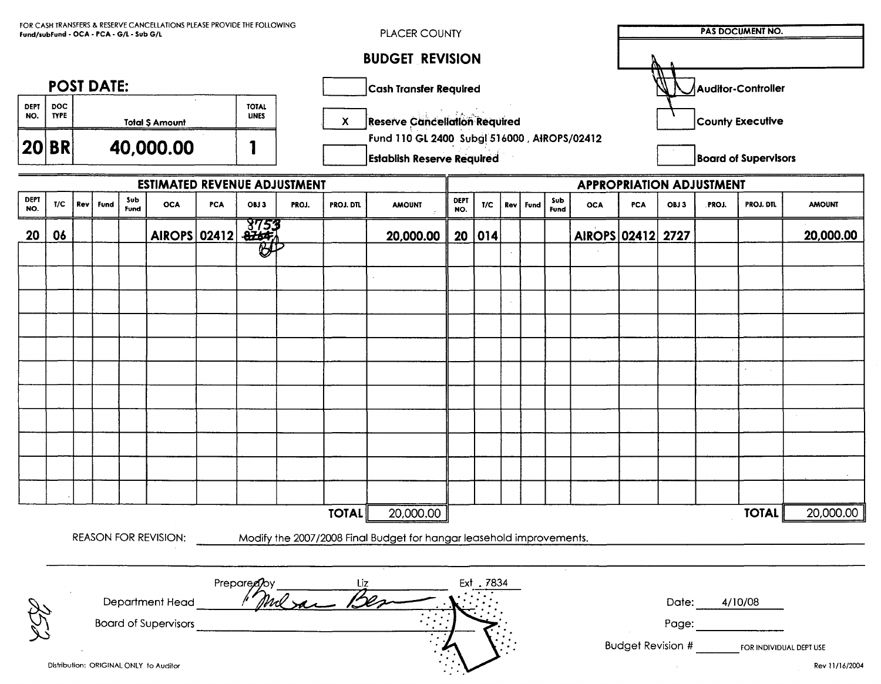FOR CASH TRANSFERS & RESERVE CANCELLATIONS PLEASE PROVIDE THE FOLLOWING
Fund/subFund - OCA - PCA - G/L - Sub G/L

PLACER COUNTY

# BUDGET REVISION

| PAS DOCUMENT NO. |
|---|
| |

## POST DATE:

| DEPT NO. | DOC TYPE | Total $ Amount | TOTAL LINES |
|---|---|---|---|
| 20 | BR | 40,000.00 | 1 |

[ ] Cash Transfer Required

[X] Reserve Cancellation Required
Fund 110 GL 2400 Subgl 516000 , AIROPS/02412

[ ] Establish Reserve Required

[✓] Auditor-Controller

[ ] County Executive

[ ] Board of Supervisors

| ESTIMATED REVENUE ADJUSTMENT | | | | | | | | | | | APPROPRIATION ADJUSTMENT | | | | | | | | | | |
|---|---|---|---|---|---|---|---|---|---|---|---|---|---|---|---|---|---|---|---|---|---|
| DEPT NO. | T/C | Rev | Fund | Sub Fund | OCA | PCA | OBJ 3 | PROJ. | PROJ. DTL | AMOUNT | DEPT NO. | T/C | Rev | Fund | Sub Fund | OCA | PCA | OBJ 3 | PROJ. | PROJ. DTL | AMOUNT |
| 20 | 06 | | | | AIROPS | 02412 | ~~8764~~ 8753 | | | 20,000.00 | 20 | 014 | | | | AIROPS | 02412 | 2727 | | | 20,000.00 |
| | | | | | | | | | TOTAL | 20,000.00 | | | | | | | | | | TOTAL | 20,000.00 |

REASON FOR REVISION: Modify the 2007/2008 Final Budget for hangar leasehold improvements.

Prepared by Liz Ext . 7834

Department Head ____________________

Board of Supervisors ____________________

Date: 4/10/08

Page: ____________________

Budget Revision # ____________ FOR INDIVIDUAL DEPT USE

Distribution: ORIGINAL ONLY to Auditor

Rev 11/16/2004